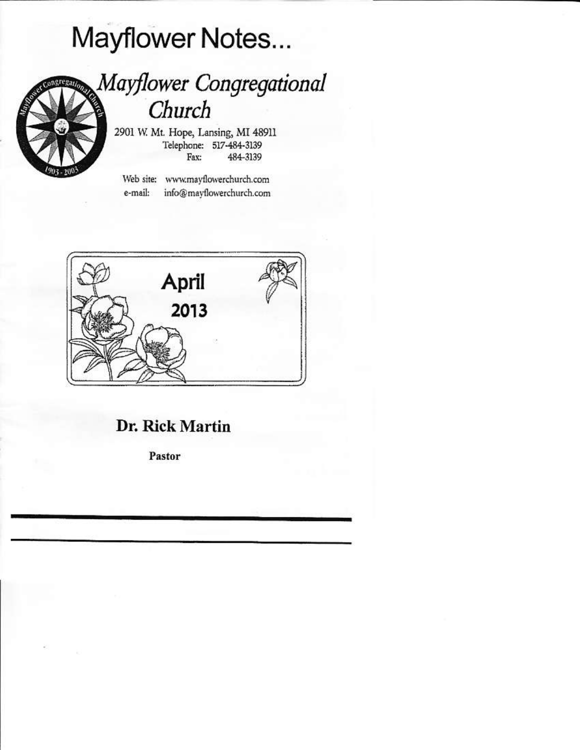# Mayflower Notes...

## *Mayflower Congregational Church*

2901 W. Mt. Hope, Lansing, MI 48911
Telephone: 517-484-3139
Fax: 484-3139

Web site: www.mayflowerchurch.com
e-mail: info@mayflowerchurch.com

**April**
**2013**

**Dr. Rick Martin**

**Pastor**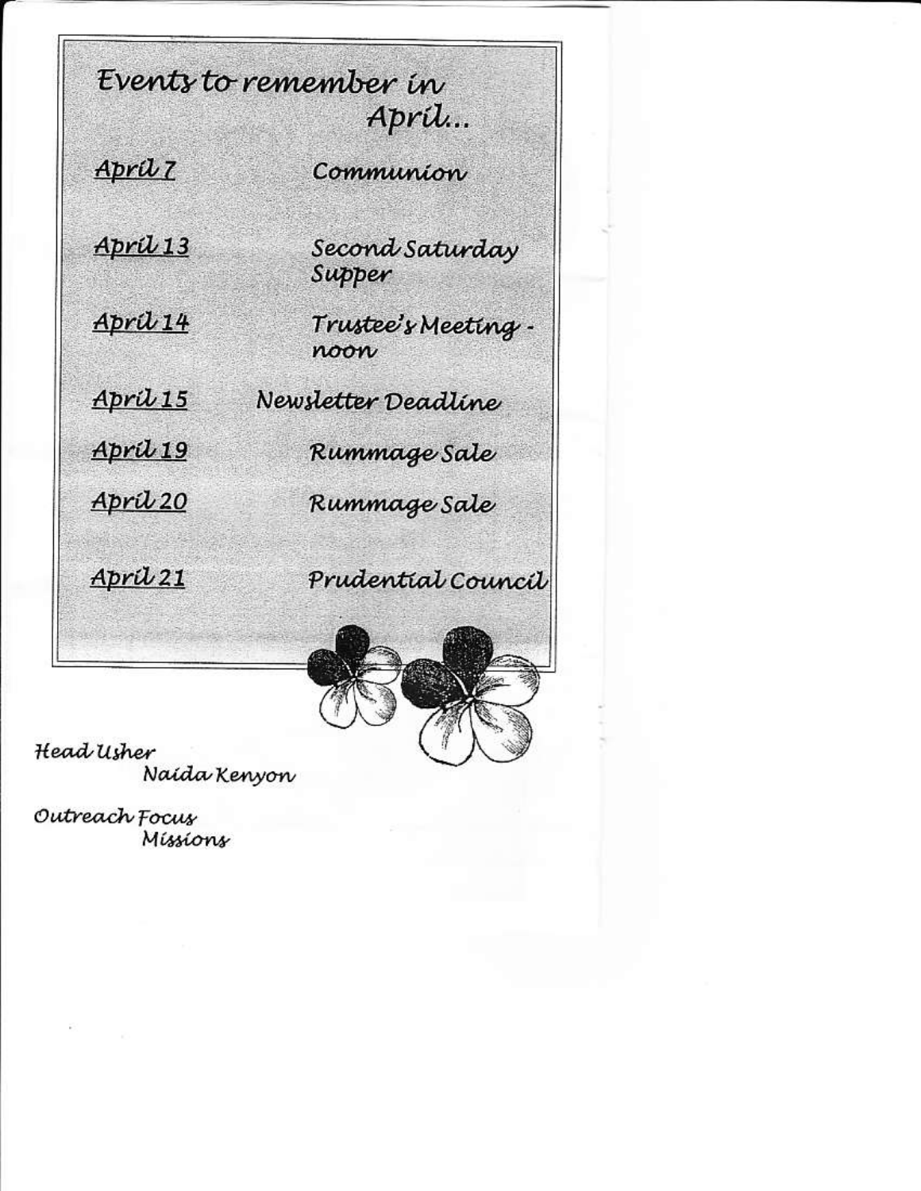## Events to remember in April...

| | |
|---|---|
| April 7 | Communion |
| April 13 | Second Saturday Supper |
| April 14 | Trustee's Meeting - noon |
| April 15 | Newsletter Deadline |
| April 19 | Rummage Sale |
| April 20 | Rummage Sale |
| April 21 | Prudential Council |

Head Usher
Naida Kenyon

Outreach Focus
Missions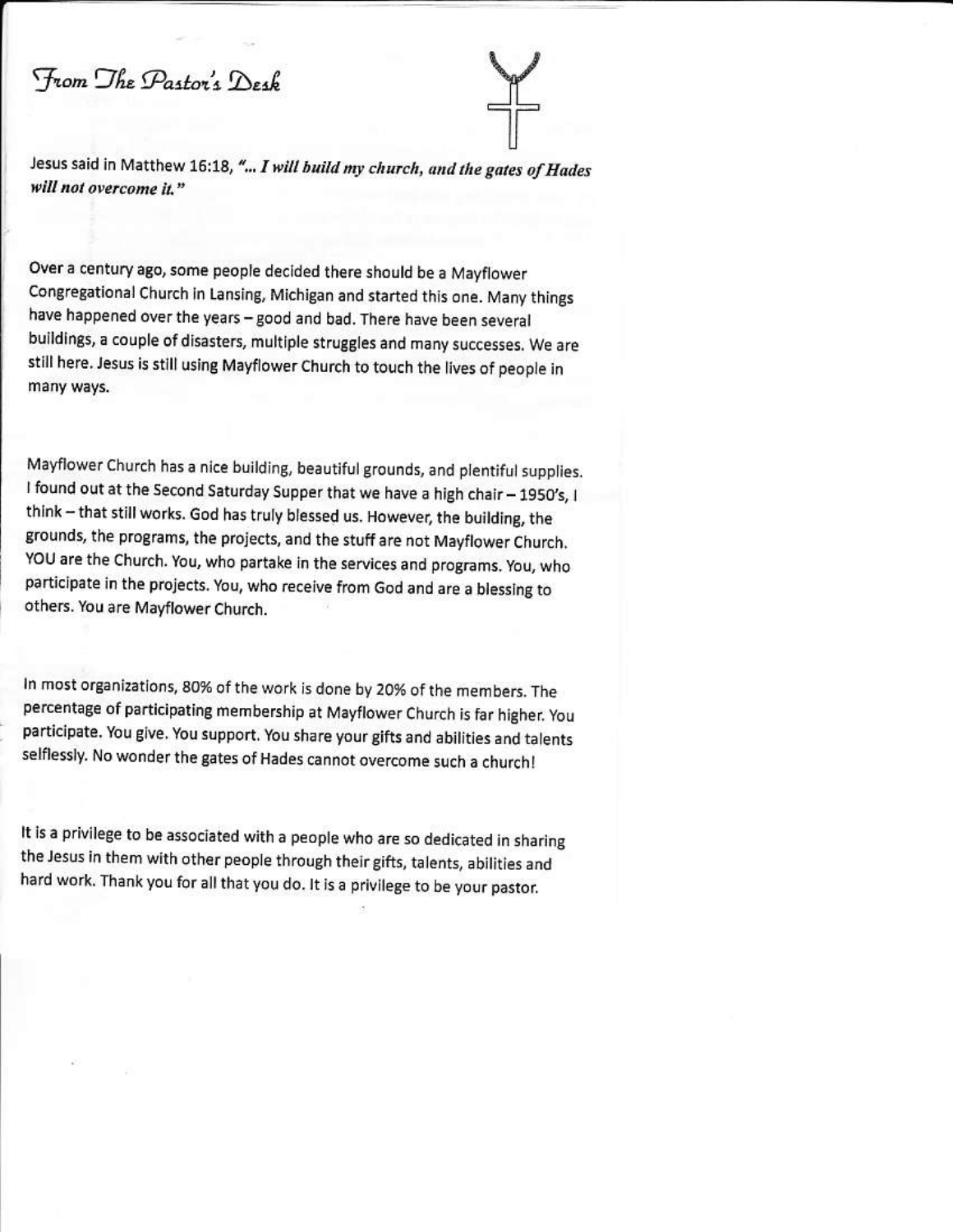# From The Pastor's Desk

Jesus said in Matthew 16:18, "*... I will build my church, and the gates of Hades will not overcome it.*"

Over a century ago, some people decided there should be a Mayflower Congregational Church in Lansing, Michigan and started this one. Many things have happened over the years – good and bad. There have been several buildings, a couple of disasters, multiple struggles and many successes. We are still here. Jesus is still using Mayflower Church to touch the lives of people in many ways.

Mayflower Church has a nice building, beautiful grounds, and plentiful supplies. I found out at the Second Saturday Supper that we have a high chair – 1950's, I think – that still works. God has truly blessed us. However, the building, the grounds, the programs, the projects, and the stuff are not Mayflower Church. YOU are the Church. You, who partake in the services and programs. You, who participate in the projects. You, who receive from God and are a blessing to others. You are Mayflower Church.

In most organizations, 80% of the work is done by 20% of the members. The percentage of participating membership at Mayflower Church is far higher. You participate. You give. You support. You share your gifts and abilities and talents selflessly. No wonder the gates of Hades cannot overcome such a church!

It is a privilege to be associated with a people who are so dedicated in sharing the Jesus in them with other people through their gifts, talents, abilities and hard work. Thank you for all that you do. It is a privilege to be your pastor.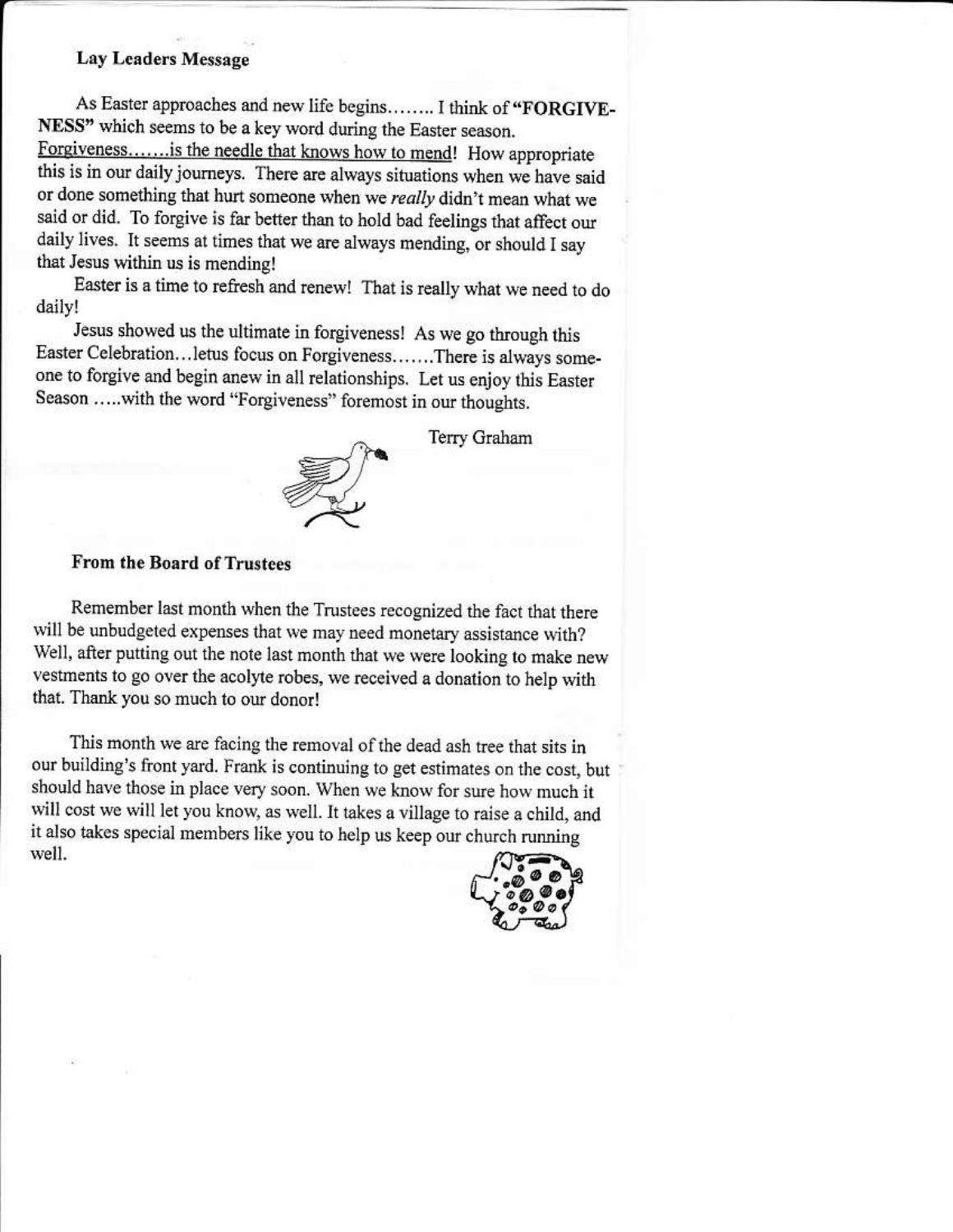## Lay Leaders Message

As Easter approaches and new life begins........ I think of **"FORGIVENESS"** which seems to be a key word during the Easter season. Forgiveness.......is the needle that knows how to mend! How appropriate this is in our daily journeys. There are always situations when we have said or done something that hurt someone when we *really* didn't mean what we said or did. To forgive is far better than to hold bad feelings that affect our daily lives. It seems at times that we are always mending, or should I say that Jesus within us is mending!

Easter is a time to refresh and renew! That is really what we need to do daily!

Jesus showed us the ultimate in forgiveness! As we go through this Easter Celebration...letus focus on Forgiveness.......There is always someone to forgive and begin anew in all relationships. Let us enjoy this Easter Season .....with the word "Forgiveness" foremost in our thoughts.

Terry Graham

## From the Board of Trustees

Remember last month when the Trustees recognized the fact that there will be unbudgeted expenses that we may need monetary assistance with? Well, after putting out the note last month that we were looking to make new vestments to go over the acolyte robes, we received a donation to help with that. Thank you so much to our donor!

This month we are facing the removal of the dead ash tree that sits in our building's front yard. Frank is continuing to get estimates on the cost, but should have those in place very soon. When we know for sure how much it will cost we will let you know, as well. It takes a village to raise a child, and it also takes special members like you to help us keep our church running well.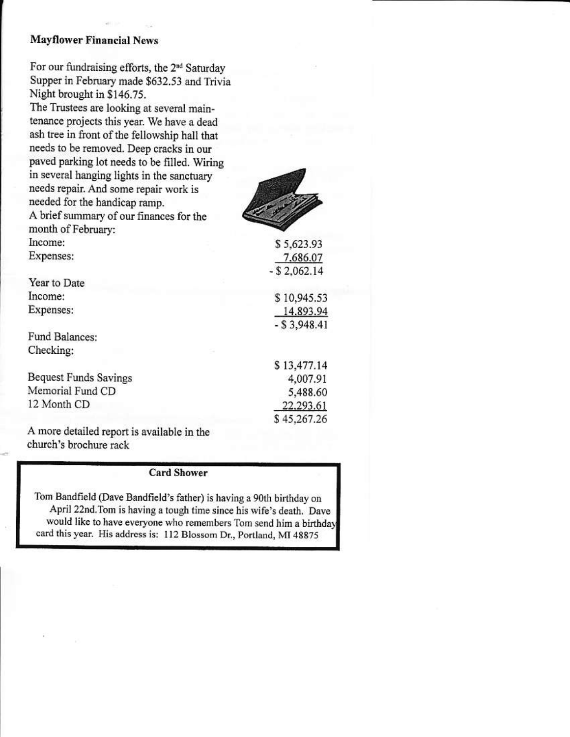## Mayflower Financial News

For our fundraising efforts, the 2nd Saturday Supper in February made $632.53 and Trivia Night brought in $146.75.

The Trustees are looking at several maintenance projects this year. We have a dead ash tree in front of the fellowship hall that needs to be removed. Deep cracks in our paved parking lot needs to be filled. Wiring in several hanging lights in the sanctuary needs repair. And some repair work is needed for the handicap ramp.

A brief summary of our finances for the month of February:

| | |
|---|---|
| Income: | $ 5,623.93 |
| Expenses: | 7,686.07 |
| | - $ 2,062.14 |
| Year to Date | |
| Income: | $ 10,945.53 |
| Expenses: | 14,893.94 |
| | - $ 3,948.41 |
| Fund Balances: | |
| Checking: | $ 13,477.14 |
| Bequest Funds Savings | 4,007.91 |
| Memorial Fund CD | 5,488.60 |
| 12 Month CD | 22,293.61 |
| | $ 45,267.26 |

A more detailed report is available in the church's brochure rack

### Card Shower

Tom Bandfield (Dave Bandfield's father) is having a 90th birthday on April 22nd. Tom is having a tough time since his wife's death. Dave would like to have everyone who remembers Tom send him a birthday card this year. His address is: 112 Blossom Dr., Portland, MI 48875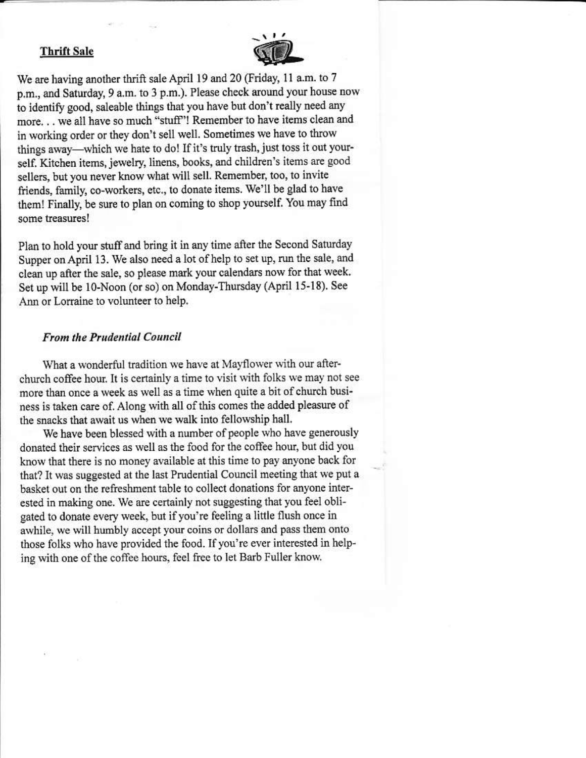**Thrift Sale**

We are having another thrift sale April 19 and 20 (Friday, 11 a.m. to 7 p.m., and Saturday, 9 a.m. to 3 p.m.). Please check around your house now to identify good, saleable things that you have but don't really need any more. . . we all have so much "stuff"! Remember to have items clean and in working order or they don't sell well. Sometimes we have to throw things away—which we hate to do! If it's truly trash, just toss it out yourself. Kitchen items, jewelry, linens, books, and children's items are good sellers, but you never know what will sell. Remember, too, to invite friends, family, co-workers, etc., to donate items. We'll be glad to have them! Finally, be sure to plan on coming to shop yourself. You may find some treasures!

Plan to hold your stuff and bring it in any time after the Second Saturday Supper on April 13. We also need a lot of help to set up, run the sale, and clean up after the sale, so please mark your calendars now for that week. Set up will be 10-Noon (or so) on Monday-Thursday (April 15-18). See Ann or Lorraine to volunteer to help.

***From the Prudential Council***

What a wonderful tradition we have at Mayflower with our after-church coffee hour. It is certainly a time to visit with folks we may not see more than once a week as well as a time when quite a bit of church business is taken care of. Along with all of this comes the added pleasure of the snacks that await us when we walk into fellowship hall.

We have been blessed with a number of people who have generously donated their services as well as the food for the coffee hour, but did you know that there is no money available at this time to pay anyone back for that? It was suggested at the last Prudential Council meeting that we put a basket out on the refreshment table to collect donations for anyone interested in making one. We are certainly not suggesting that you feel obligated to donate every week, but if you're feeling a little flush once in awhile, we will humbly accept your coins or dollars and pass them onto those folks who have provided the food. If you're ever interested in helping with one of the coffee hours, feel free to let Barb Fuller know.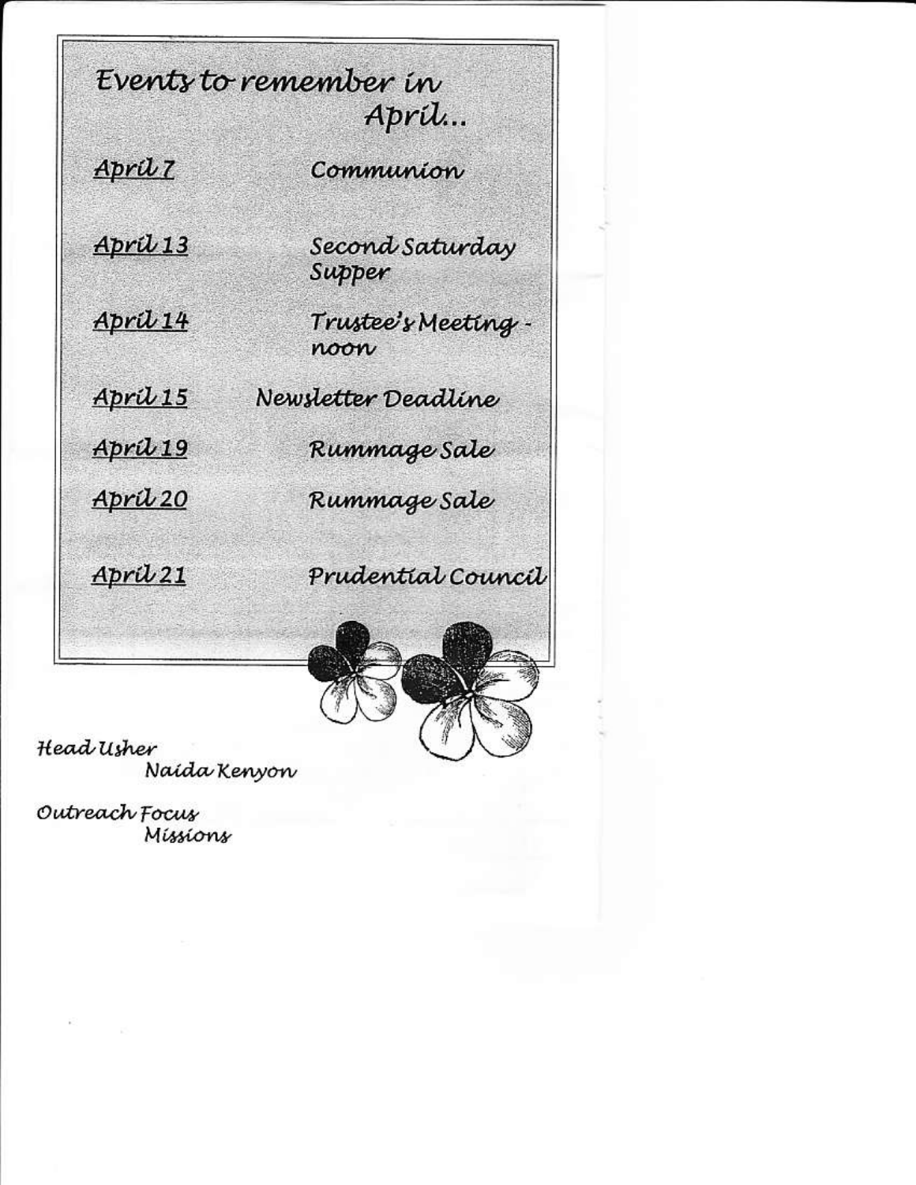## Events to remember in April...

| | |
|---|---|
| April 7 | Communion |
| April 13 | Second Saturday Supper |
| April 14 | Trustee's Meeting - noon |
| April 15 | Newsletter Deadline |
| April 19 | Rummage Sale |
| April 20 | Rummage Sale |
| April 21 | Prudential Council |

Head Usher
Naida Kenyon

Outreach Focus
Missions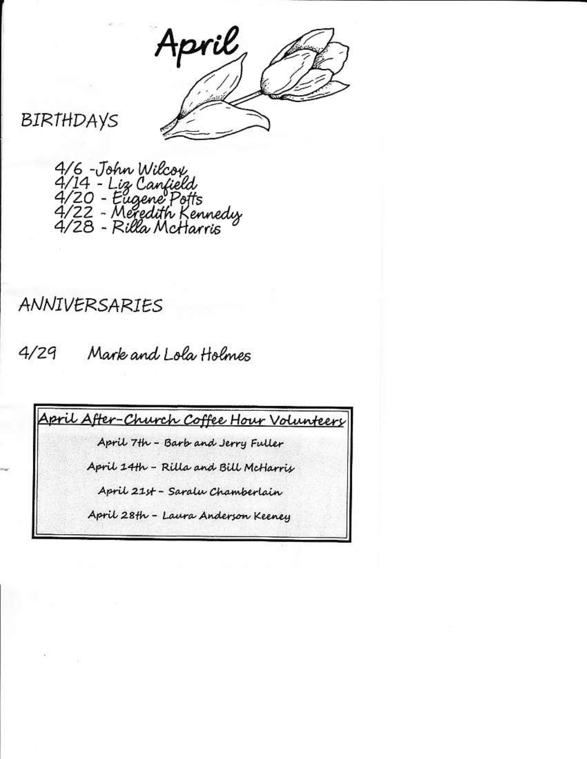# April

## BIRTHDAYS

4/6 - John Wilcox
4/14 - Liz Canfield
4/20 - Eugene Potts
4/22 - Meredith Kennedy
4/28 - Rilla McHarris

## ANNIVERSARIES

4/29 Mark and Lola Holmes

**April After-Church Coffee Hour Volunteers**

April 7th - Barb and Jerry Fuller

April 14th - Rilla and Bill McHarris

April 21st - Saralu Chamberlain

April 28th - Laura Anderson Keeney